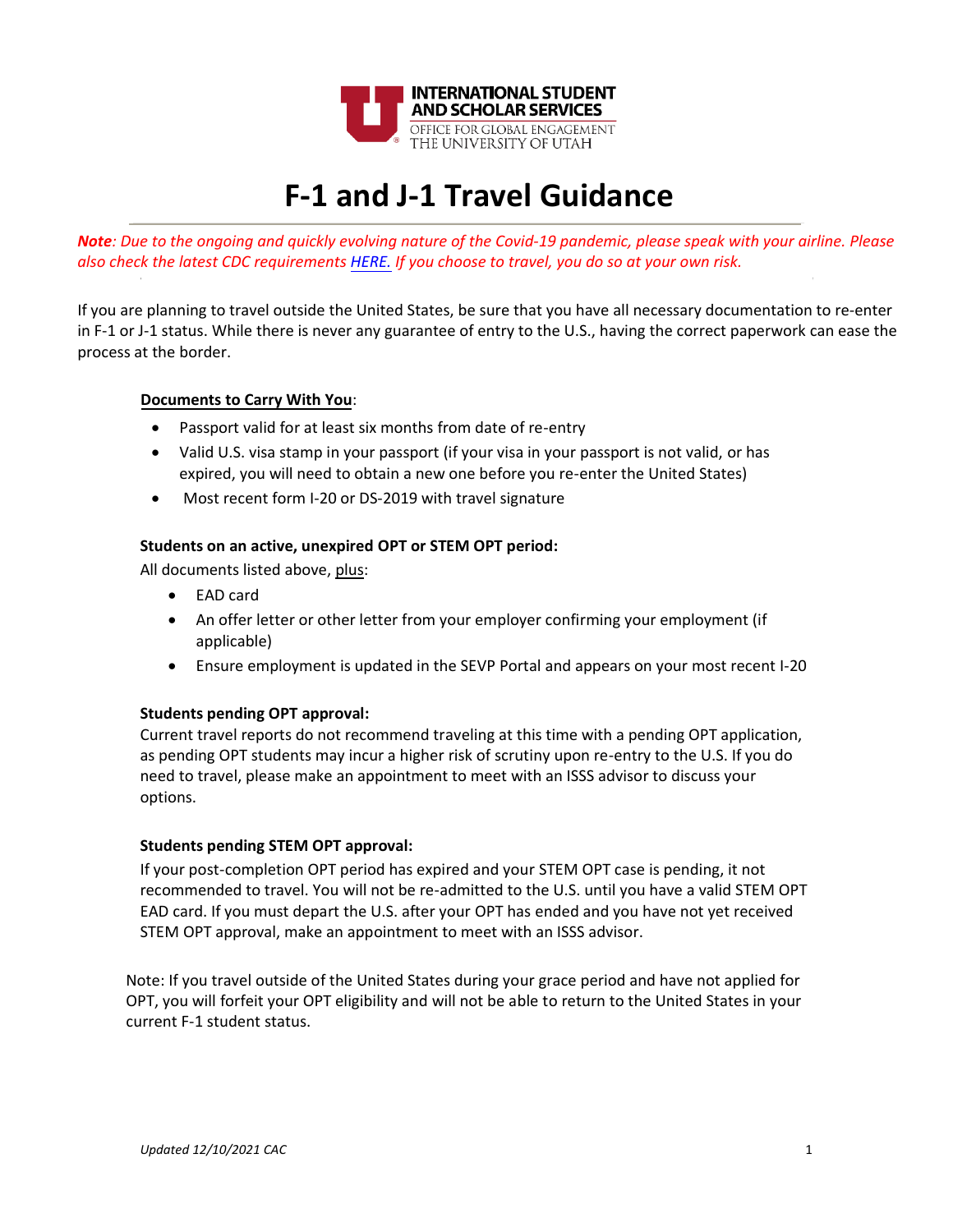INTERNATIONAL STUDENT AND SCHOLAR SERVICES
OFFICE FOR GLOBAL ENGAGEMENT
THE UNIVERSITY OF UTAH

# F-1 and J-1 Travel Guidance

***Note**: Due to the ongoing and quickly evolving nature of the Covid-19 pandemic, please speak with your airline. Please also check the latest CDC requirements [HERE.](#) If you choose to travel, you do so at your own risk.*

If you are planning to travel outside the United States, be sure that you have all necessary documentation to re-enter in F-1 or J-1 status. While there is never any guarantee of entry to the U.S., having the correct paperwork can ease the process at the border.

**Documents to Carry With You**:

- Passport valid for at least six months from date of re-entry
- Valid U.S. visa stamp in your passport (if your visa in your passport is not valid, or has expired, you will need to obtain a new one before you re-enter the United States)
- Most recent form I-20 or DS-2019 with travel signature

**Students on an active, unexpired OPT or STEM OPT period:**

All documents listed above, plus:

- EAD card
- An offer letter or other letter from your employer confirming your employment (if applicable)
- Ensure employment is updated in the SEVP Portal and appears on your most recent I-20

**Students pending OPT approval:**

Current travel reports do not recommend traveling at this time with a pending OPT application, as pending OPT students may incur a higher risk of scrutiny upon re-entry to the U.S. If you do need to travel, please make an appointment to meet with an ISSS advisor to discuss your options.

**Students pending STEM OPT approval:**

If your post-completion OPT period has expired and your STEM OPT case is pending, it not recommended to travel. You will not be re-admitted to the U.S. until you have a valid STEM OPT EAD card. If you must depart the U.S. after your OPT has ended and you have not yet received STEM OPT approval, make an appointment to meet with an ISSS advisor.

Note: If you travel outside of the United States during your grace period and have not applied for OPT, you will forfeit your OPT eligibility and will not be able to return to the United States in your current F-1 student status.

*Updated 12/10/2021 CAC*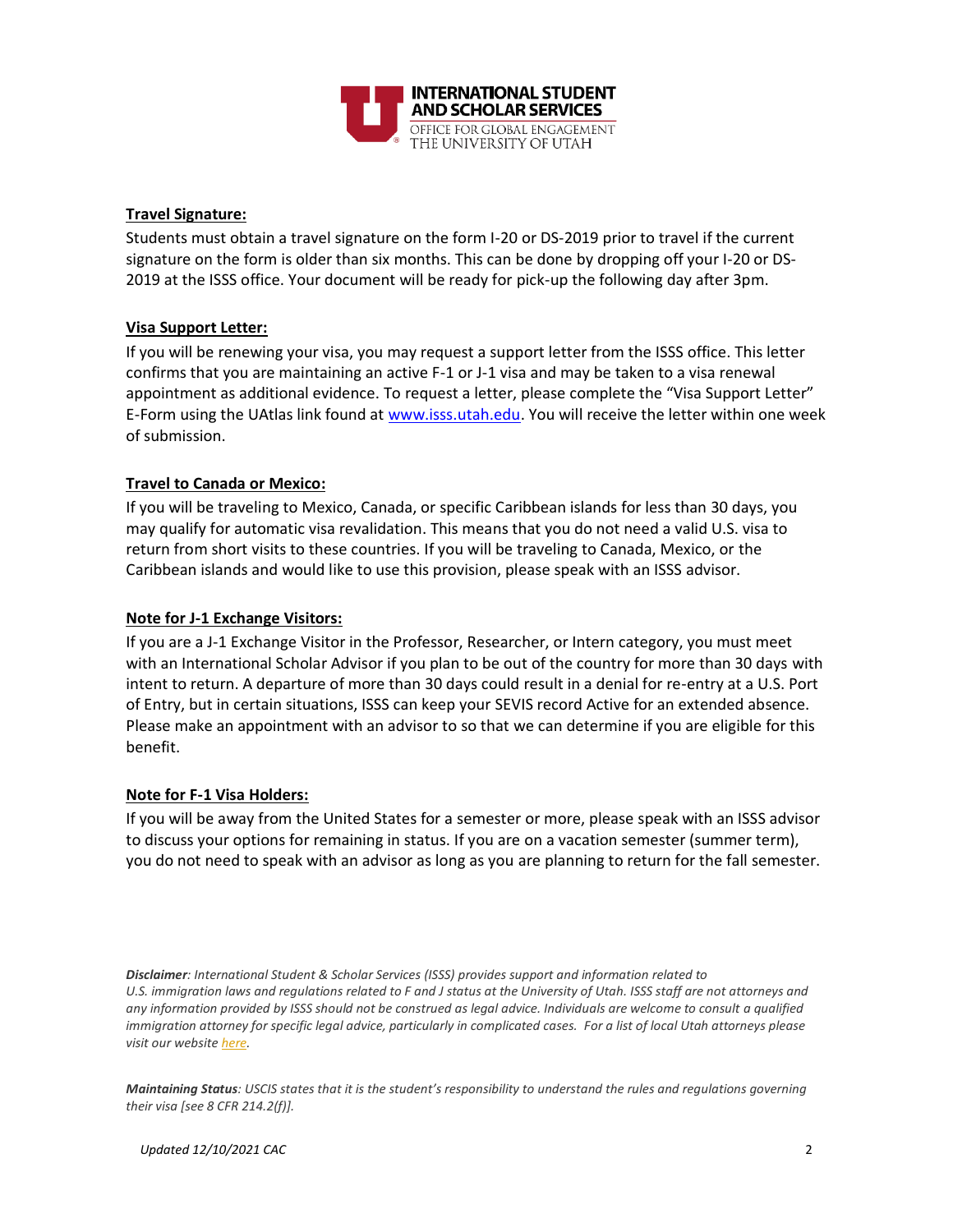**Travel Signature:**

Students must obtain a travel signature on the form I-20 or DS-2019 prior to travel if the current signature on the form is older than six months. This can be done by dropping off your I-20 or DS-2019 at the ISSS office. Your document will be ready for pick-up the following day after 3pm.

**Visa Support Letter:**

If you will be renewing your visa, you may request a support letter from the ISSS office. This letter confirms that you are maintaining an active F-1 or J-1 visa and may be taken to a visa renewal appointment as additional evidence. To request a letter, please complete the "Visa Support Letter" E-Form using the UAtlas link found at www.isss.utah.edu. You will receive the letter within one week of submission.

**Travel to Canada or Mexico:**

If you will be traveling to Mexico, Canada, or specific Caribbean islands for less than 30 days, you may qualify for automatic visa revalidation. This means that you do not need a valid U.S. visa to return from short visits to these countries. If you will be traveling to Canada, Mexico, or the Caribbean islands and would like to use this provision, please speak with an ISSS advisor.

**Note for J-1 Exchange Visitors:**

If you are a J-1 Exchange Visitor in the Professor, Researcher, or Intern category, you must meet with an International Scholar Advisor if you plan to be out of the country for more than 30 days with intent to return. A departure of more than 30 days could result in a denial for re-entry at a U.S. Port of Entry, but in certain situations, ISSS can keep your SEVIS record Active for an extended absence. Please make an appointment with an advisor to so that we can determine if you are eligible for this benefit.

**Note for F-1 Visa Holders:**

If you will be away from the United States for a semester or more, please speak with an ISSS advisor to discuss your options for remaining in status. If you are on a vacation semester (summer term), you do not need to speak with an advisor as long as you are planning to return for the fall semester.

***Disclaimer**: International Student & Scholar Services (ISSS) provides support and information related to U.S. immigration laws and regulations related to F and J status at the University of Utah. ISSS staff are not attorneys and any information provided by ISSS should not be construed as legal advice. Individuals are welcome to consult a qualified immigration attorney for specific legal advice, particularly in complicated cases. For a list of local Utah attorneys please visit our website here.*

***Maintaining Status**: USCIS states that it is the student's responsibility to understand the rules and regulations governing their visa [see 8 CFR 214.2(f)].*

*Updated 12/10/2021 CAC*